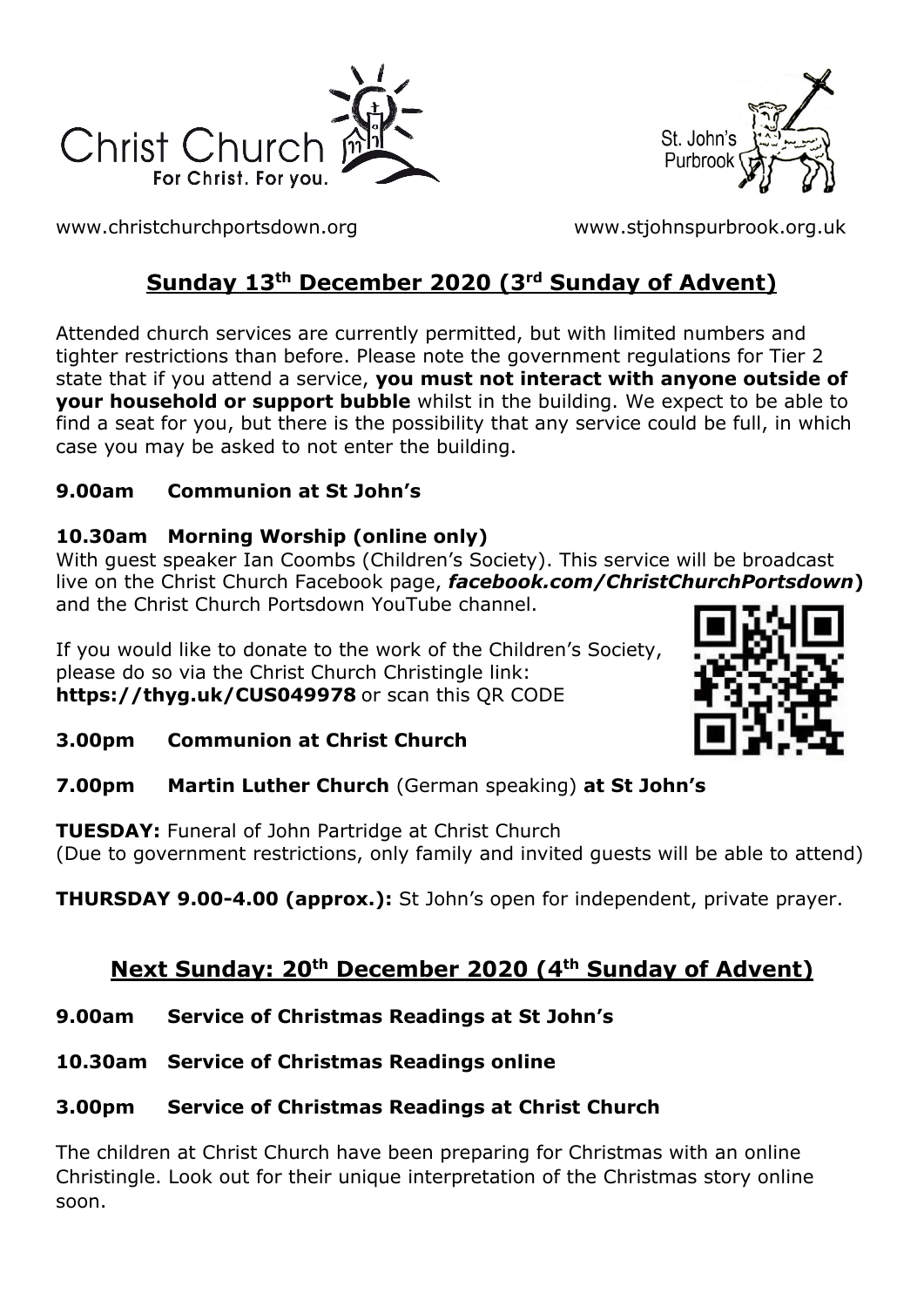Christ Church
For Christ. For you.

St. John's Purbrook

www.christchurchportsdown.org www.stjohnspurbrook.org.uk

## Sunday 13th December 2020 (3rd Sunday of Advent)

Attended church services are currently permitted, but with limited numbers and tighter restrictions than before. Please note the government regulations for Tier 2 state that if you attend a service, **you must not interact with anyone outside of your household or support bubble** whilst in the building. We expect to be able to find a seat for you, but there is the possibility that any service could be full, in which case you may be asked to not enter the building.

**9.00am Communion at St John's**

**10.30am Morning Worship (online only)**
With guest speaker Ian Coombs (Children's Society). This service will be broadcast live on the Christ Church Facebook page, ***facebook.com/ChristChurchPortsdown*)** and the Christ Church Portsdown YouTube channel.

If you would like to donate to the work of the Children's Society, please do so via the Christ Church Christingle link: **https://thyg.uk/CUS049978** or scan this QR CODE

**3.00pm Communion at Christ Church**

**7.00pm Martin Luther Church** (German speaking) **at St John's**

**TUESDAY:** Funeral of John Partridge at Christ Church
(Due to government restrictions, only family and invited guests will be able to attend)

**THURSDAY 9.00-4.00 (approx.):** St John's open for independent, private prayer.

## Next Sunday: 20th December 2020 (4th Sunday of Advent)

**9.00am Service of Christmas Readings at St John's**

**10.30am Service of Christmas Readings online**

**3.00pm Service of Christmas Readings at Christ Church**

The children at Christ Church have been preparing for Christmas with an online Christingle. Look out for their unique interpretation of the Christmas story online soon.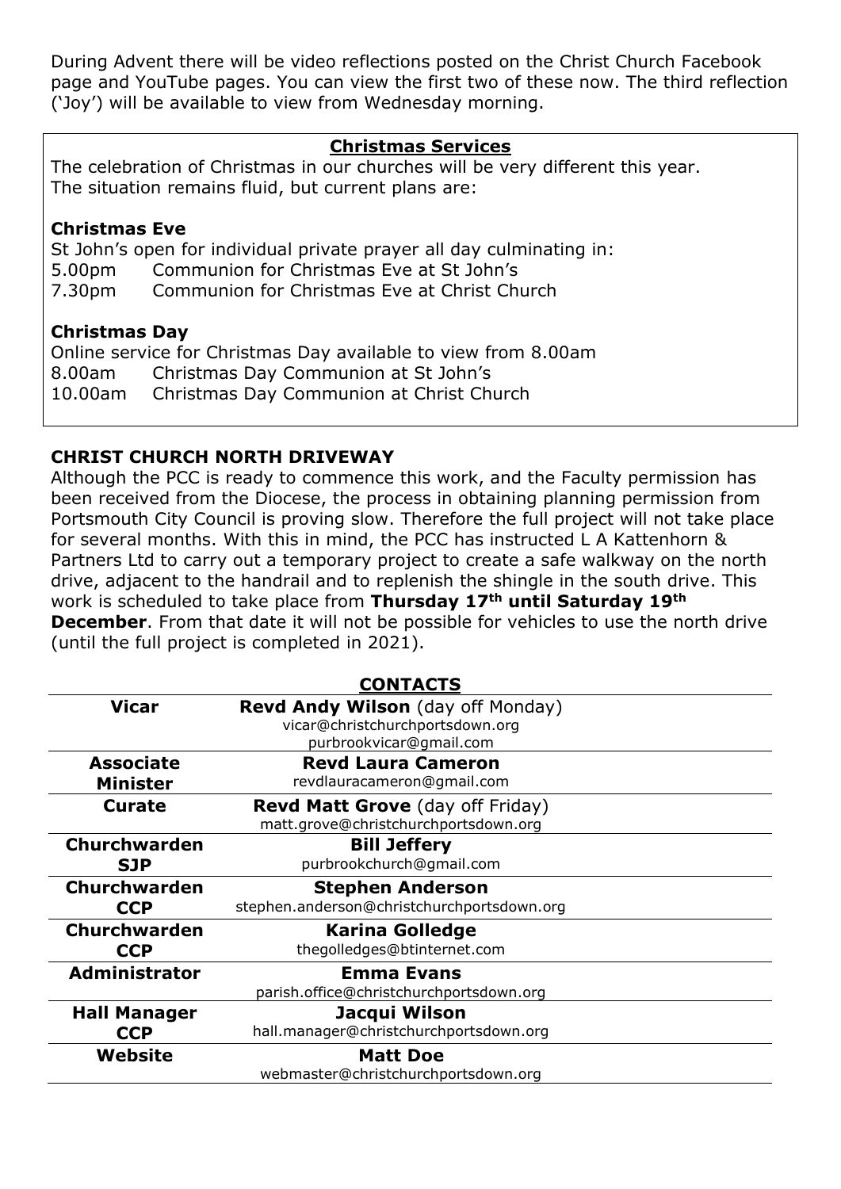During Advent there will be video reflections posted on the Christ Church Facebook page and YouTube pages. You can view the first two of these now. The third reflection ('Joy') will be available to view from Wednesday morning.

## Christmas Services

The celebration of Christmas in our churches will be very different this year. The situation remains fluid, but current plans are:

**Christmas Eve**

St John's open for individual private prayer all day culminating in:

5.00pm Communion for Christmas Eve at St John's
7.30pm Communion for Christmas Eve at Christ Church

**Christmas Day**

Online service for Christmas Day available to view from 8.00am

8.00am Christmas Day Communion at St John's
10.00am Christmas Day Communion at Christ Church

## CHRIST CHURCH NORTH DRIVEWAY

Although the PCC is ready to commence this work, and the Faculty permission has been received from the Diocese, the process in obtaining planning permission from Portsmouth City Council is proving slow. Therefore the full project will not take place for several months. With this in mind, the PCC has instructed L A Kattenhorn & Partners Ltd to carry out a temporary project to create a safe walkway on the north drive, adjacent to the handrail and to replenish the shingle in the south drive. This work is scheduled to take place from **Thursday 17th until Saturday 19th December**. From that date it will not be possible for vehicles to use the north drive (until the full project is completed in 2021).

## CONTACTS

| | |
|---|---|
| **Vicar** | **Revd Andy Wilson** (day off Monday)<br>vicar@christchurchportsdown.org<br>purbrookvicar@gmail.com |
| **Associate Minister** | **Revd Laura Cameron**<br>revdlauracameron@gmail.com |
| **Curate** | **Revd Matt Grove** (day off Friday)<br>matt.grove@christchurchportsdown.org |
| **Churchwarden SJP** | **Bill Jeffery**<br>purbrookchurch@gmail.com |
| **Churchwarden CCP** | **Stephen Anderson**<br>stephen.anderson@christchurchportsdown.org |
| **Churchwarden CCP** | **Karina Golledge**<br>thegolledges@btinternet.com |
| **Administrator** | **Emma Evans**<br>parish.office@christchurchportsdown.org |
| **Hall Manager CCP** | **Jacqui Wilson**<br>hall.manager@christchurchportsdown.org |
| **Website** | **Matt Doe**<br>webmaster@christchurchportsdown.org |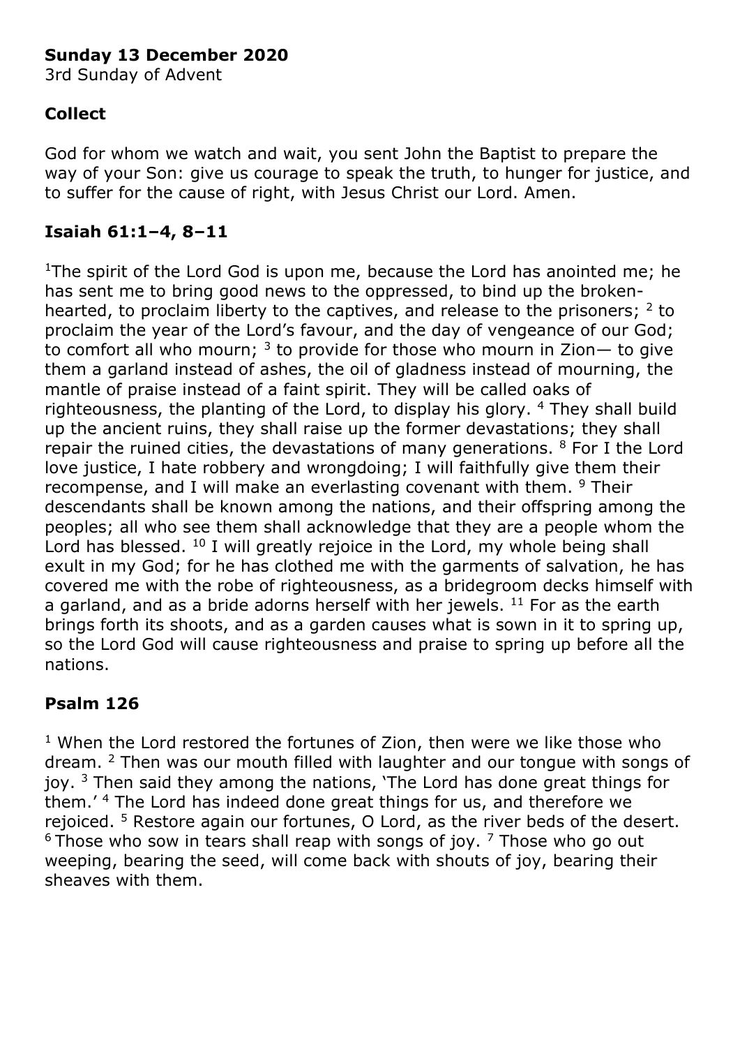**Sunday 13 December 2020**
3rd Sunday of Advent

## Collect

God for whom we watch and wait, you sent John the Baptist to prepare the way of your Son: give us courage to speak the truth, to hunger for justice, and to suffer for the cause of right, with Jesus Christ our Lord. Amen.

## Isaiah 61:1–4, 8–11

[1]The spirit of the Lord God is upon me, because the Lord has anointed me; he has sent me to bring good news to the oppressed, to bind up the broken-hearted, to proclaim liberty to the captives, and release to the prisoners; [2] to proclaim the year of the Lord's favour, and the day of vengeance of our God; to comfort all who mourn; [3] to provide for those who mourn in Zion— to give them a garland instead of ashes, the oil of gladness instead of mourning, the mantle of praise instead of a faint spirit. They will be called oaks of righteousness, the planting of the Lord, to display his glory. [4] They shall build up the ancient ruins, they shall raise up the former devastations; they shall repair the ruined cities, the devastations of many generations. [8] For I the Lord love justice, I hate robbery and wrongdoing; I will faithfully give them their recompense, and I will make an everlasting covenant with them. [9] Their descendants shall be known among the nations, and their offspring among the peoples; all who see them shall acknowledge that they are a people whom the Lord has blessed. [10] I will greatly rejoice in the Lord, my whole being shall exult in my God; for he has clothed me with the garments of salvation, he has covered me with the robe of righteousness, as a bridegroom decks himself with a garland, and as a bride adorns herself with her jewels. [11] For as the earth brings forth its shoots, and as a garden causes what is sown in it to spring up, so the Lord God will cause righteousness and praise to spring up before all the nations.

## Psalm 126

[1] When the Lord restored the fortunes of Zion, then were we like those who dream. [2] Then was our mouth filled with laughter and our tongue with songs of joy. [3] Then said they among the nations, 'The Lord has done great things for them.' [4] The Lord has indeed done great things for us, and therefore we rejoiced. [5] Restore again our fortunes, O Lord, as the river beds of the desert. [6] Those who sow in tears shall reap with songs of joy. [7] Those who go out weeping, bearing the seed, will come back with shouts of joy, bearing their sheaves with them.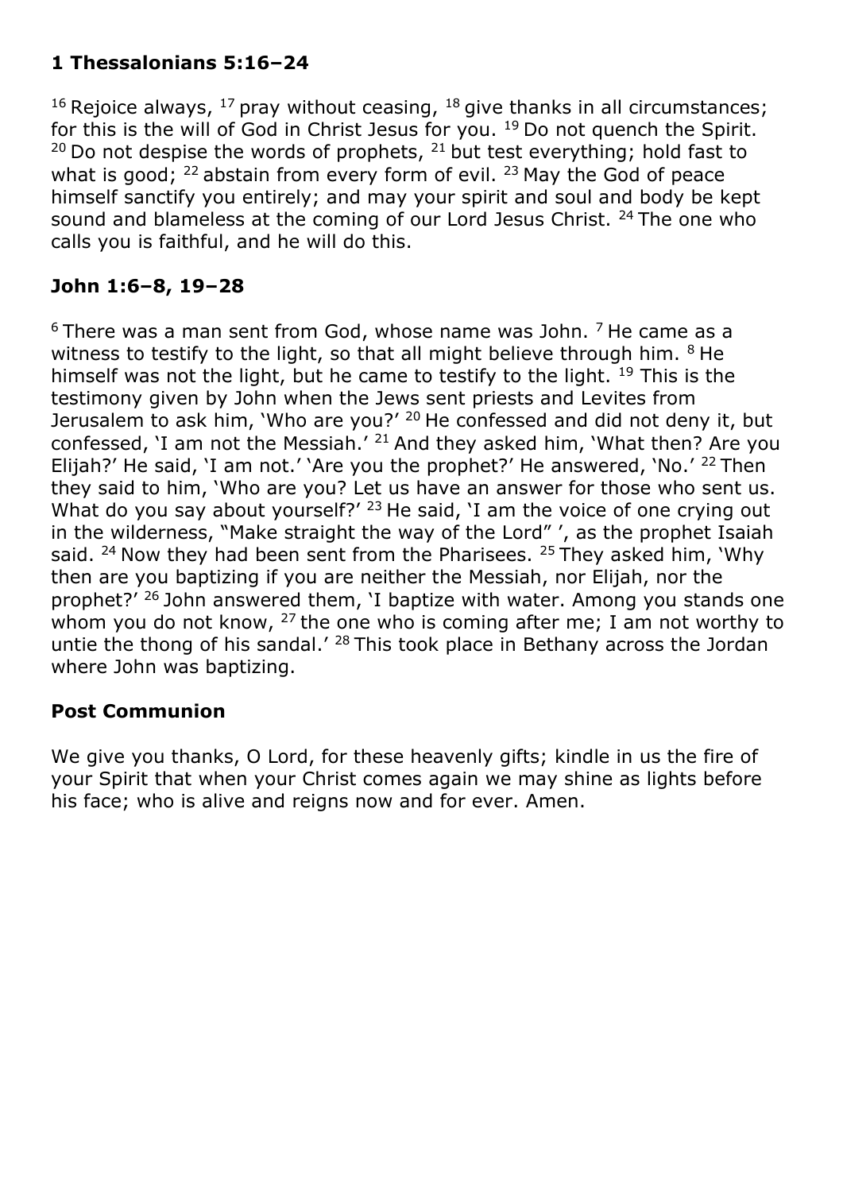## 1 Thessalonians 5:16–24

[16] Rejoice always, [17] pray without ceasing, [18] give thanks in all circumstances; for this is the will of God in Christ Jesus for you. [19] Do not quench the Spirit. [20] Do not despise the words of prophets, [21] but test everything; hold fast to what is good; [22] abstain from every form of evil. [23] May the God of peace himself sanctify you entirely; and may your spirit and soul and body be kept sound and blameless at the coming of our Lord Jesus Christ. [24] The one who calls you is faithful, and he will do this.

## John 1:6–8, 19–28

[6] There was a man sent from God, whose name was John. [7] He came as a witness to testify to the light, so that all might believe through him. [8] He himself was not the light, but he came to testify to the light. [19] This is the testimony given by John when the Jews sent priests and Levites from Jerusalem to ask him, 'Who are you?' [20] He confessed and did not deny it, but confessed, 'I am not the Messiah.' [21] And they asked him, 'What then? Are you Elijah?' He said, 'I am not.' 'Are you the prophet?' He answered, 'No.' [22] Then they said to him, 'Who are you? Let us have an answer for those who sent us. What do you say about yourself?' [23] He said, 'I am the voice of one crying out in the wilderness, "Make straight the way of the Lord" ', as the prophet Isaiah said. [24] Now they had been sent from the Pharisees. [25] They asked him, 'Why then are you baptizing if you are neither the Messiah, nor Elijah, nor the prophet?' [26] John answered them, 'I baptize with water. Among you stands one whom you do not know, [27] the one who is coming after me; I am not worthy to untie the thong of his sandal.' [28] This took place in Bethany across the Jordan where John was baptizing.

## Post Communion

We give you thanks, O Lord, for these heavenly gifts; kindle in us the fire of your Spirit that when your Christ comes again we may shine as lights before his face; who is alive and reigns now and for ever. Amen.